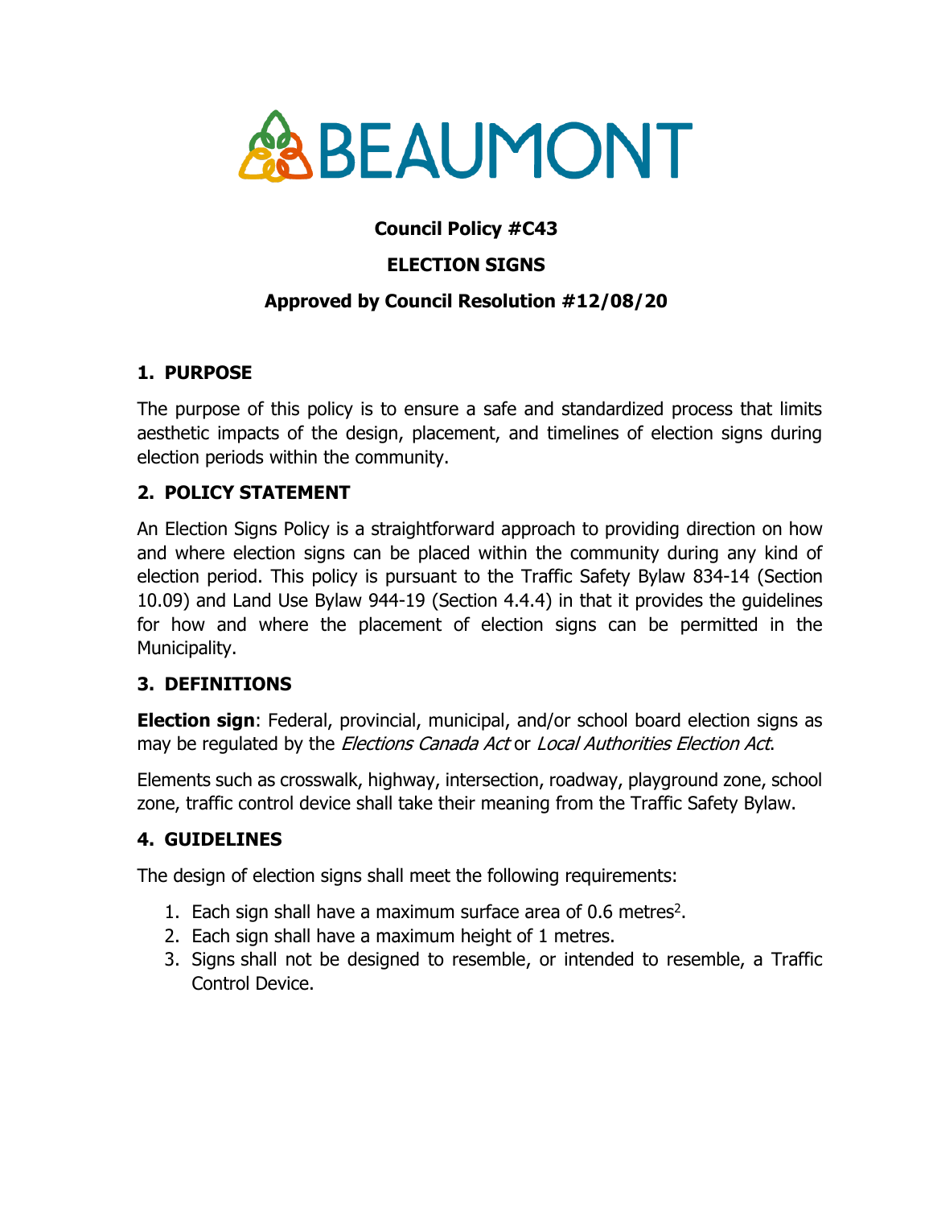# BEAUMONT

**Council Policy #C43**

**ELECTION SIGNS**

**Approved by Council Resolution #12/08/20**

## 1. PURPOSE

The purpose of this policy is to ensure a safe and standardized process that limits aesthetic impacts of the design, placement, and timelines of election signs during election periods within the community.

## 2. POLICY STATEMENT

An Election Signs Policy is a straightforward approach to providing direction on how and where election signs can be placed within the community during any kind of election period. This policy is pursuant to the Traffic Safety Bylaw 834-14 (Section 10.09) and Land Use Bylaw 944-19 (Section 4.4.4) in that it provides the guidelines for how and where the placement of election signs can be permitted in the Municipality.

## 3. DEFINITIONS

**Election sign**: Federal, provincial, municipal, and/or school board election signs as may be regulated by the *Elections Canada Act* or *Local Authorities Election Act*.

Elements such as crosswalk, highway, intersection, roadway, playground zone, school zone, traffic control device shall take their meaning from the Traffic Safety Bylaw.

## 4. GUIDELINES

The design of election signs shall meet the following requirements:

1. Each sign shall have a maximum surface area of 0.6 metres$^2$.
2. Each sign shall have a maximum height of 1 metres.
3. Signs shall not be designed to resemble, or intended to resemble, a Traffic Control Device.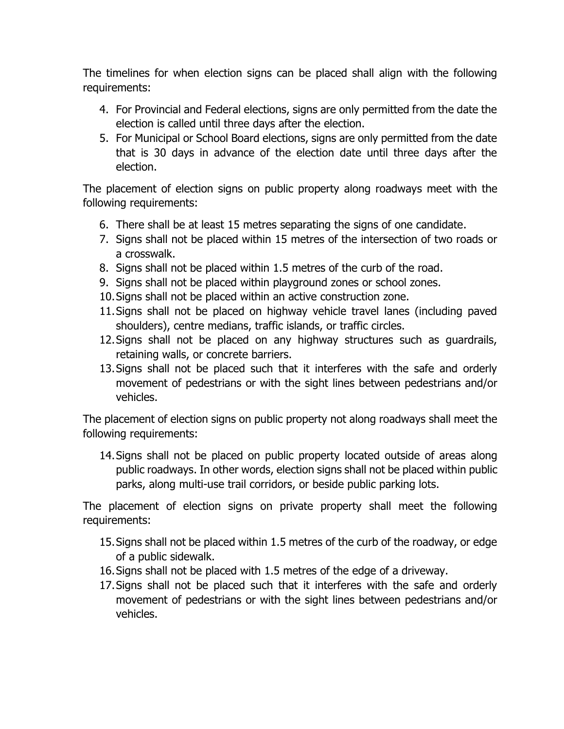The timelines for when election signs can be placed shall align with the following requirements:

4. For Provincial and Federal elections, signs are only permitted from the date the election is called until three days after the election.
5. For Municipal or School Board elections, signs are only permitted from the date that is 30 days in advance of the election date until three days after the election.

The placement of election signs on public property along roadways meet with the following requirements:

6. There shall be at least 15 metres separating the signs of one candidate.
7. Signs shall not be placed within 15 metres of the intersection of two roads or a crosswalk.
8. Signs shall not be placed within 1.5 metres of the curb of the road.
9. Signs shall not be placed within playground zones or school zones.
10. Signs shall not be placed within an active construction zone.
11. Signs shall not be placed on highway vehicle travel lanes (including paved shoulders), centre medians, traffic islands, or traffic circles.
12. Signs shall not be placed on any highway structures such as guardrails, retaining walls, or concrete barriers.
13. Signs shall not be placed such that it interferes with the safe and orderly movement of pedestrians or with the sight lines between pedestrians and/or vehicles.

The placement of election signs on public property not along roadways shall meet the following requirements:

14. Signs shall not be placed on public property located outside of areas along public roadways. In other words, election signs shall not be placed within public parks, along multi-use trail corridors, or beside public parking lots.

The placement of election signs on private property shall meet the following requirements:

15. Signs shall not be placed within 1.5 metres of the curb of the roadway, or edge of a public sidewalk.
16. Signs shall not be placed with 1.5 metres of the edge of a driveway.
17. Signs shall not be placed such that it interferes with the safe and orderly movement of pedestrians or with the sight lines between pedestrians and/or vehicles.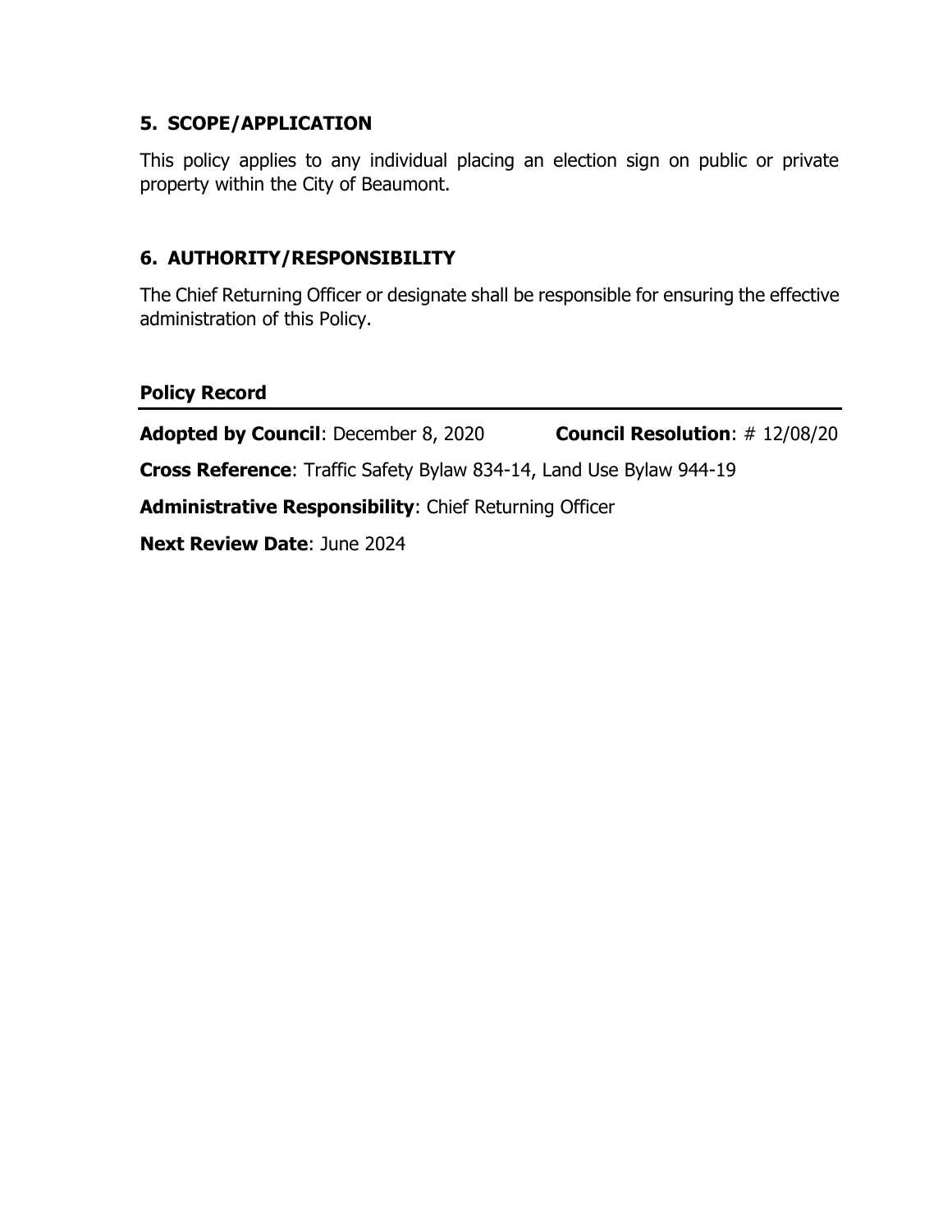## 5. SCOPE/APPLICATION

This policy applies to any individual placing an election sign on public or private property within the City of Beaumont.

## 6. AUTHORITY/RESPONSIBILITY

The Chief Returning Officer or designate shall be responsible for ensuring the effective administration of this Policy.

**Policy Record**

**Adopted by Council**: December 8, 2020 **Council Resolution**: # 12/08/20

**Cross Reference**: Traffic Safety Bylaw 834-14, Land Use Bylaw 944-19

**Administrative Responsibility**: Chief Returning Officer

**Next Review Date**: June 2024